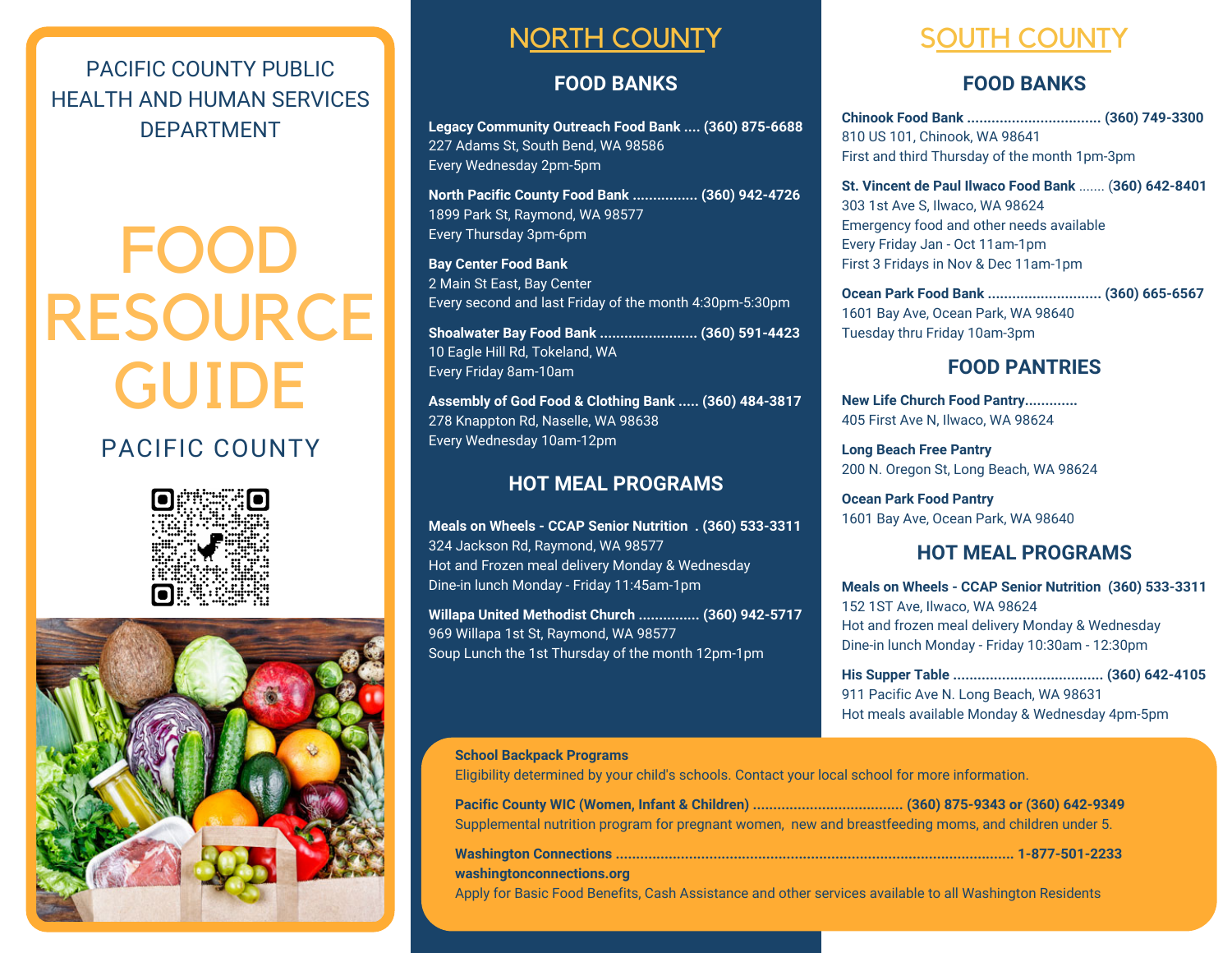PACIFIC COUNTY PUBLIC HEALTH AND HUMAN SERVICES DEPARTMENT

# FOOD RESOURCE GUIDE

PACIFIC COUNTY

# NORTH COUNTY

## FOOD BANKS

**Legacy Community Outreach Food Bank .... (360) 875-6688**
227 Adams St, South Bend, WA 98586
Every Wednesday 2pm-5pm

**North Pacific County Food Bank ................ (360) 942-4726**
1899 Park St, Raymond, WA 98577
Every Thursday 3pm-6pm

**Bay Center Food Bank**
2 Main St East, Bay Center
Every second and last Friday of the month 4:30pm-5:30pm

**Shoalwater Bay Food Bank ........................ (360) 591-4423**
10 Eagle Hill Rd, Tokeland, WA
Every Friday 8am-10am

**Assembly of God Food & Clothing Bank ..... (360) 484-3817**
278 Knappton Rd, Naselle, WA 98638
Every Wednesday 10am-12pm

## HOT MEAL PROGRAMS

**Meals on Wheels - CCAP Senior Nutrition . (360) 533-3311**
324 Jackson Rd, Raymond, WA 98577
Hot and Frozen meal delivery Monday & Wednesday
Dine-in lunch Monday - Friday 11:45am-1pm

**Willapa United Methodist Church .............. (360) 942-5717**
969 Willapa 1st St, Raymond, WA 98577
Soup Lunch the 1st Thursday of the month 12pm-1pm

# SOUTH COUNTY

## FOOD BANKS

**Chinook Food Bank ................................. (360) 749-3300**
810 US 101, Chinook, WA 98641
First and third Thursday of the month 1pm-3pm

**St. Vincent de Paul Ilwaco Food Bank ....... (360) 642-8401**
303 1st Ave S, Ilwaco, WA 98624
Emergency food and other needs available
Every Friday Jan - Oct 11am-1pm
First 3 Fridays in Nov & Dec 11am-1pm

**Ocean Park Food Bank ............................ (360) 665-6567**
1601 Bay Ave, Ocean Park, WA 98640
Tuesday thru Friday 10am-3pm

## FOOD PANTRIES

**New Life Church Food Pantry............**
405 First Ave N, Ilwaco, WA 98624

**Long Beach Free Pantry**
200 N. Oregon St, Long Beach, WA 98624

**Ocean Park Food Pantry**
1601 Bay Ave, Ocean Park, WA 98640

## HOT MEAL PROGRAMS

**Meals on Wheels - CCAP Senior Nutrition (360) 533-3311**
152 1ST Ave, Ilwaco, WA 98624
Hot and frozen meal delivery Monday & Wednesday
Dine-in lunch Monday - Friday 10:30am - 12:30pm

**His Supper Table .................................... (360) 642-4105**
911 Pacific Ave N. Long Beach, WA 98631
Hot meals available Monday & Wednesday 4pm-5pm

**School Backpack Programs**
Eligibility determined by your child's schools. Contact your local school for more information.

**Pacific County WIC (Women, Infant & Children) .................................... (360) 875-9343 or (360) 642-9349**
Supplemental nutrition program for pregnant women, new and breastfeeding moms, and children under 5.

**Washington Connections ................................................................................................ 1-877-501-2233**
**washingtonconnections.org**
Apply for Basic Food Benefits, Cash Assistance and other services available to all Washington Residents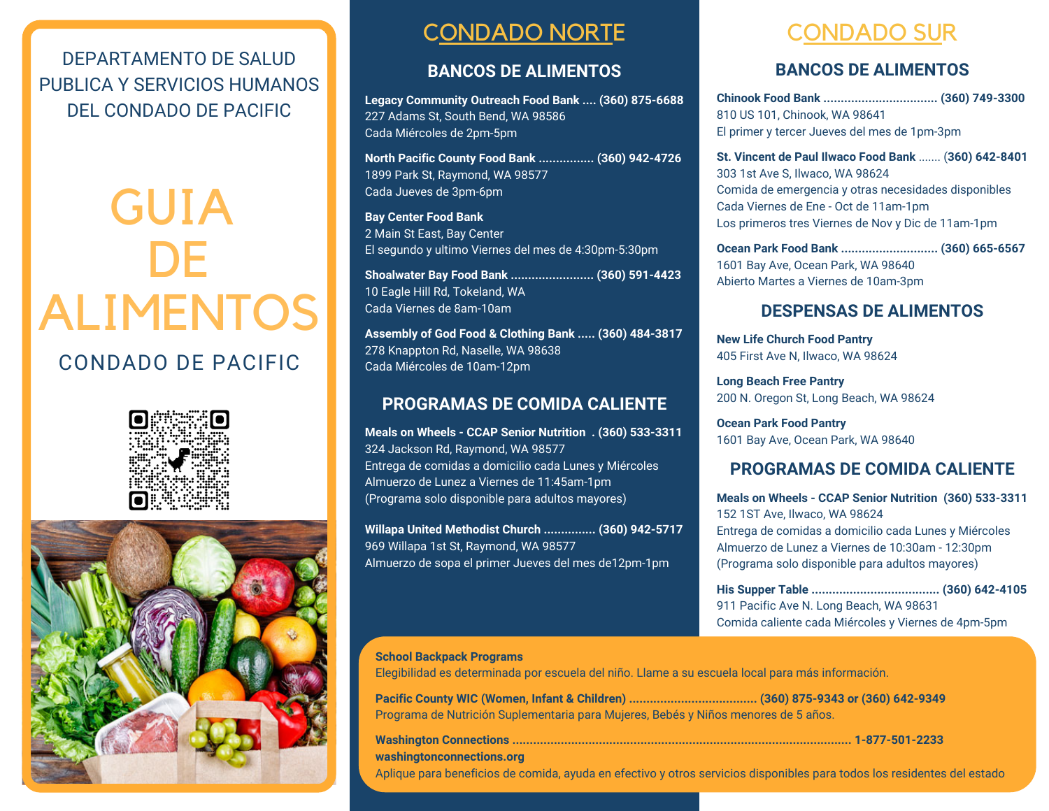DEPARTAMENTO DE SALUD PUBLICA Y SERVICIOS HUMANOS DEL CONDADO DE PACIFIC

# GUIA DE ALIMENTOS

CONDADO DE PACIFIC

## CONDADO NORTE

### BANCOS DE ALIMENTOS

**Legacy Community Outreach Food Bank .... (360) 875-6688**
227 Adams St, South Bend, WA 98586
Cada Miércoles de 2pm-5pm

**North Pacific County Food Bank ................ (360) 942-4726**
1899 Park St, Raymond, WA 98577
Cada Jueves de 3pm-6pm

**Bay Center Food Bank**
2 Main St East, Bay Center
El segundo y ultimo Viernes del mes de 4:30pm-5:30pm

**Shoalwater Bay Food Bank ........................ (360) 591-4423**
10 Eagle Hill Rd, Tokeland, WA
Cada Viernes de 8am-10am

**Assembly of God Food & Clothing Bank ..... (360) 484-3817**
278 Knappton Rd, Naselle, WA 98638
Cada Miércoles de 10am-12pm

### PROGRAMAS DE COMIDA CALIENTE

**Meals on Wheels - CCAP Senior Nutrition . (360) 533-3311**
324 Jackson Rd, Raymond, WA 98577
Entrega de comidas a domicilio cada Lunes y Miércoles
Almuerzo de Lunez a Viernes de 11:45am-1pm
(Programa solo disponible para adultos mayores)

**Willapa United Methodist Church ............... (360) 942-5717**
969 Willapa 1st St, Raymond, WA 98577
Almuerzo de sopa el primer Jueves del mes de12pm-1pm

## CONDADO SUR

### BANCOS DE ALIMENTOS

**Chinook Food Bank ................................. (360) 749-3300**
810 US 101, Chinook, WA 98641
El primer y tercer Jueves del mes de 1pm-3pm

**St. Vincent de Paul Ilwaco Food Bank ....... (360) 642-8401**
303 1st Ave S, Ilwaco, WA 98624
Comida de emergencia y otras necesidades disponibles
Cada Viernes de Ene - Oct de 11am-1pm
Los primeros tres Viernes de Nov y Dic de 11am-1pm

**Ocean Park Food Bank ............................ (360) 665-6567**
1601 Bay Ave, Ocean Park, WA 98640
Abierto Martes a Viernes de 10am-3pm

### DESPENSAS DE ALIMENTOS

**New Life Church Food Pantry**
405 First Ave N, Ilwaco, WA 98624

**Long Beach Free Pantry**
200 N. Oregon St, Long Beach, WA 98624

**Ocean Park Food Pantry**
1601 Bay Ave, Ocean Park, WA 98640

### PROGRAMAS DE COMIDA CALIENTE

**Meals on Wheels - CCAP Senior Nutrition (360) 533-3311**
152 1ST Ave, Ilwaco, WA 98624
Entrega de comidas a domicilio cada Lunes y Miércoles
Almuerzo de Lunez a Viernes de 10:30am - 12:30pm
(Programa solo disponible para adultos mayores)

**His Supper Table .................................... (360) 642-4105**
911 Pacific Ave N. Long Beach, WA 98631
Comida caliente cada Miércoles y Viernes de 4pm-5pm

**School Backpack Programs**
Elegibilidad es determinada por escuela del niño. Llame a su escuela local para más información.

**Pacific County WIC (Women, Infant & Children) .................................... (360) 875-9343 or (360) 642-9349**
Programa de Nutrición Suplementaria para Mujeres, Bebés y Niños menores de 5 años.

**Washington Connections ................................................................................................ 1-877-501-2233**
**washingtonconnections.org**
Aplique para beneficios de comida, ayuda en efectivo y otros servicios disponibles para todos los residentes del estado